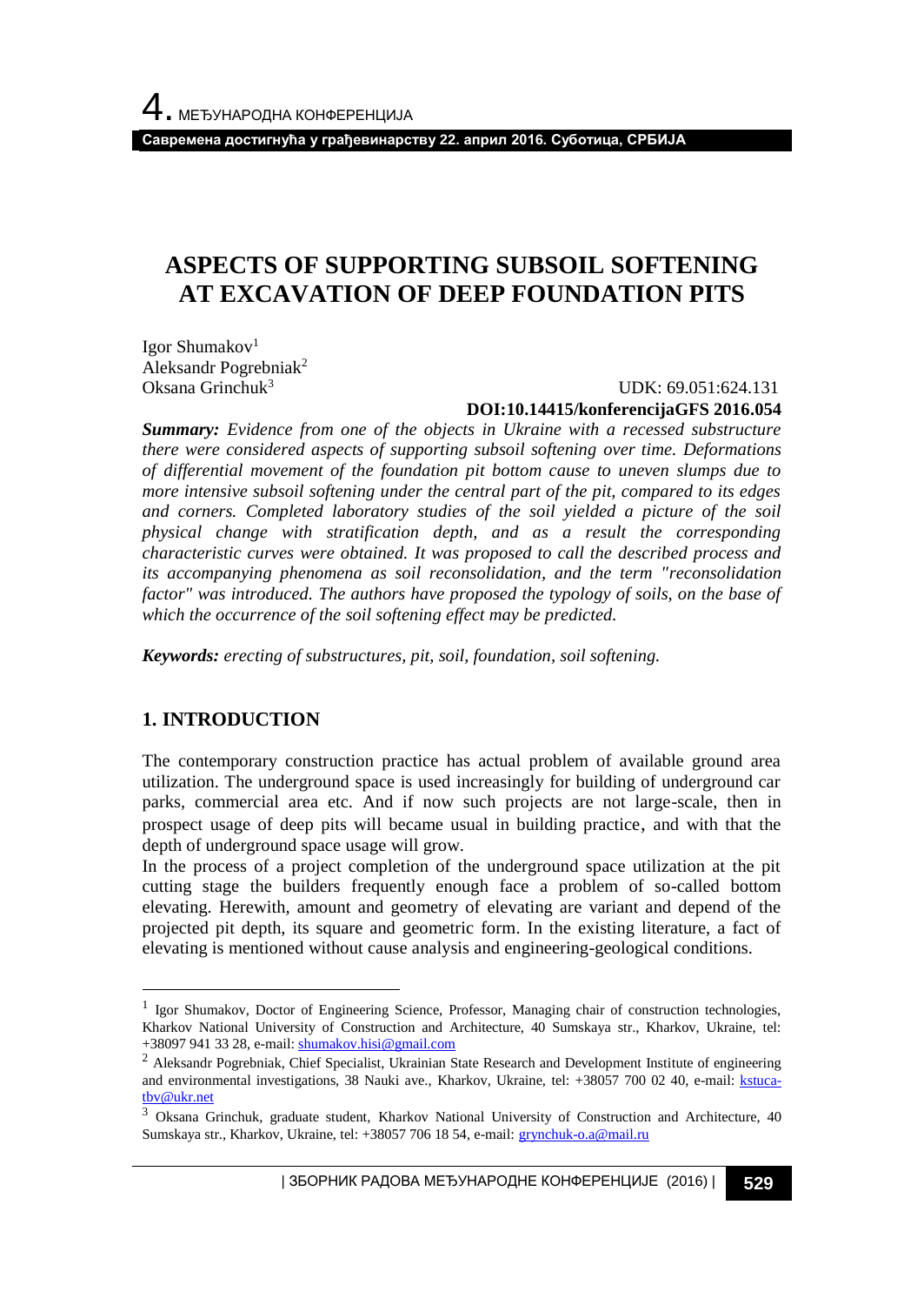# ASPECTS OF SUPPORTING SUBSOIL SOFTENING AT EXCAVATION OF DEEP FOUNDATION PITS

Igor Shumakov[1]
Aleksandr Pogrebniak[2]
Oksana Grinchuk[3]

UDK: 69.051:624.131
**DOI:10.14415/konferencijaGFS 2016.054**

***Summary:*** *Evidence from one of the objects in Ukraine with a recessed substructure there were considered aspects of supporting subsoil softening over time. Deformations of differential movement of the foundation pit bottom cause to uneven slumps due to more intensive subsoil softening under the central part of the pit, compared to its edges and corners. Completed laboratory studies of the soil yielded a picture of the soil physical change with stratification depth, and as a result the corresponding characteristic curves were obtained. It was proposed to call the described process and its accompanying phenomena as soil reconsolidation, and the term "reconsolidation factor" was introduced. The authors have proposed the typology of soils, on the base of which the occurrence of the soil softening effect may be predicted.*

***Keywords:*** *erecting of substructures, pit, soil, foundation, soil softening.*

## 1. INTRODUCTION

The contemporary construction practice has actual problem of available ground area utilization. The underground space is used increasingly for building of underground car parks, commercial area etc. And if now such projects are not large-scale, then in prospect usage of deep pits will became usual in building practice, and with that the depth of underground space usage will grow.

In the process of a project completion of the underground space utilization at the pit cutting stage the builders frequently enough face a problem of so-called bottom elevating. Herewith, amount and geometry of elevating are variant and depend of the projected pit depth, its square and geometric form. In the existing literature, a fact of elevating is mentioned without cause analysis and engineering-geological conditions.

---

[1] Igor Shumakov, Doctor of Engineering Science, Professor, Managing chair of construction technologies, Kharkov National University of Construction and Architecture, 40 Sumskaya str., Kharkov, Ukraine, tel: +38097 941 33 28, e-mail: shumakov.hisi@gmail.com

[2] Aleksandr Pogrebniak, Chief Specialist, Ukrainian State Research and Development Institute of engineering and environmental investigations, 38 Nauki ave., Kharkov, Ukraine, tel: +38057 700 02 40, e-mail: kstuca-tbv@ukr.net

[3] Oksana Grinchuk, graduate student, Kharkov National University of Construction and Architecture, 40 Sumskaya str., Kharkov, Ukraine, tel: +38057 706 18 54, e-mail: grynchuk-o.a@mail.ru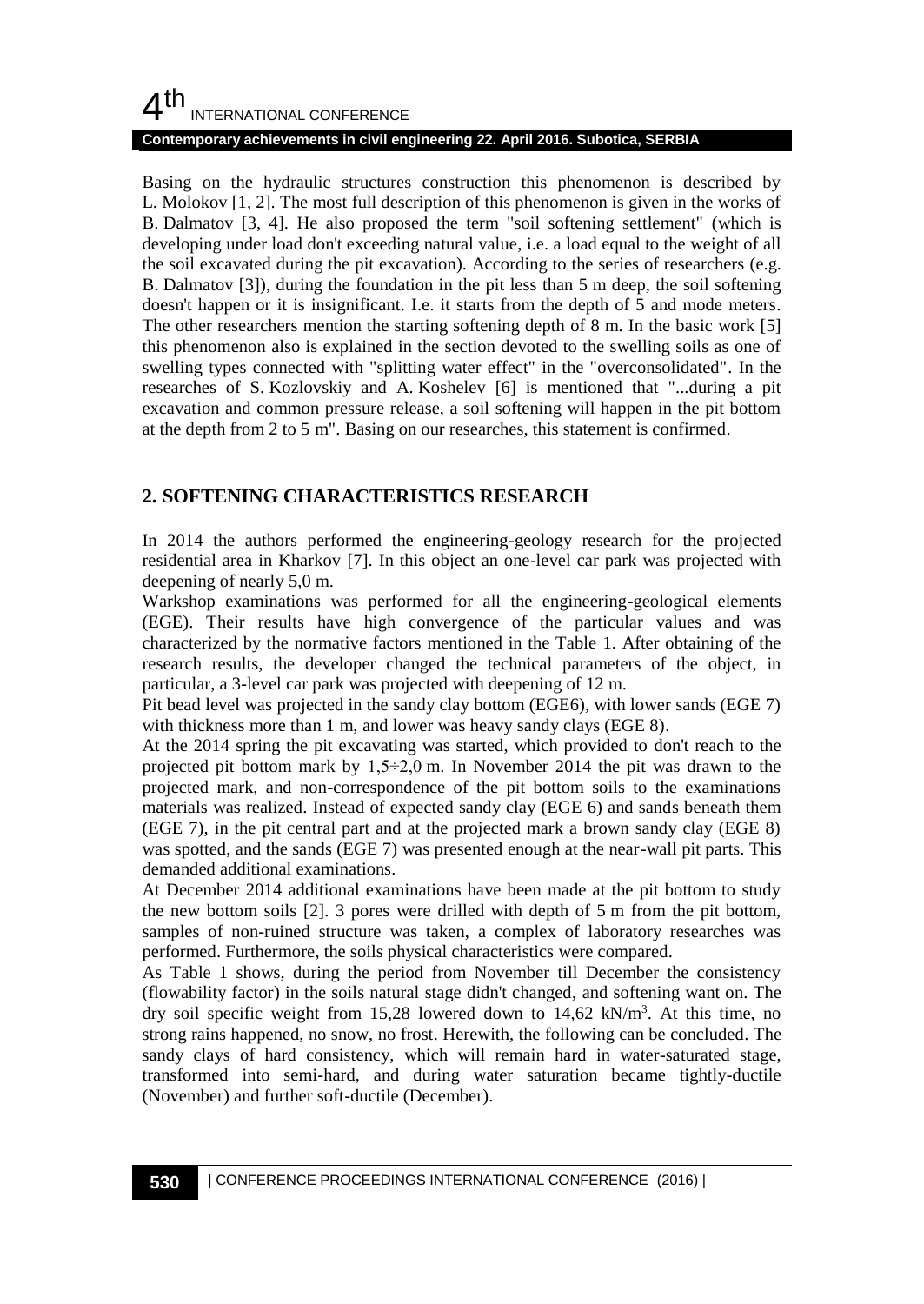Basing on the hydraulic structures construction this phenomenon is described by L. Molokov [1, 2]. The most full description of this phenomenon is given in the works of B. Dalmatov [3, 4]. He also proposed the term "soil softening settlement" (which is developing under load don't exceeding natural value, i.e. a load equal to the weight of all the soil excavated during the pit excavation). According to the series of researchers (e.g. B. Dalmatov [3]), during the foundation in the pit less than 5 m deep, the soil softening doesn't happen or it is insignificant. I.e. it starts from the depth of 5 and mode meters. The other researchers mention the starting softening depth of 8 m. In the basic work [5] this phenomenon also is explained in the section devoted to the swelling soils as one of swelling types connected with "splitting water effect" in the "overconsolidated". In the researches of S. Kozlovskiy and A. Koshelev [6] is mentioned that "...during a pit excavation and common pressure release, a soil softening will happen in the pit bottom at the depth from 2 to 5 m". Basing on our researches, this statement is confirmed.

## 2. SOFTENING CHARACTERISTICS RESEARCH

In 2014 the authors performed the engineering-geology research for the projected residential area in Kharkov [7]. In this object an one-level car park was projected with deepening of nearly 5,0 m.

Warkshop examinations was performed for all the engineering-geological elements (EGE). Their results have high convergence of the particular values and was characterized by the normative factors mentioned in the Table 1. After obtaining of the research results, the developer changed the technical parameters of the object, in particular, a 3-level car park was projected with deepening of 12 m.

Pit bead level was projected in the sandy clay bottom (EGE6), with lower sands (EGE 7) with thickness more than 1 m, and lower was heavy sandy clays (EGE 8).

At the 2014 spring the pit excavating was started, which provided to don't reach to the projected pit bottom mark by 1,5÷2,0 m. In November 2014 the pit was drawn to the projected mark, and non-correspondence of the pit bottom soils to the examinations materials was realized. Instead of expected sandy clay (EGE 6) and sands beneath them (EGE 7), in the pit central part and at the projected mark a brown sandy clay (EGE 8) was spotted, and the sands (EGE 7) was presented enough at the near-wall pit parts. This demanded additional examinations.

At December 2014 additional examinations have been made at the pit bottom to study the new bottom soils [2]. 3 pores were drilled with depth of 5 m from the pit bottom, samples of non-ruined structure was taken, a complex of laboratory researches was performed. Furthermore, the soils physical characteristics were compared.

As Table 1 shows, during the period from November till December the consistency (flowability factor) in the soils natural stage didn't changed, and softening want on. The dry soil specific weight from 15,28 lowered down to 14,62 kN/m$^3$. At this time, no strong rains happened, no snow, no frost. Herewith, the following can be concluded. The sandy clays of hard consistency, which will remain hard in water-saturated stage, transformed into semi-hard, and during water saturation became tightly-ductile (November) and further soft-ductile (December).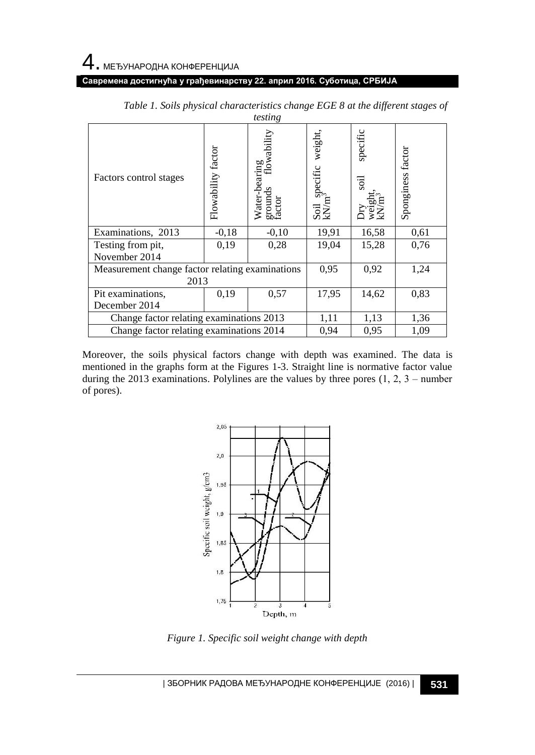*Table 1. Soils physical characteristics change EGE 8 at the different stages of testing*

| Factors control stages | Flowability factor | Water-bearing grounds flowability factor | Soil specific weight, $kN/m^3$ | Dry soil specific weight, $kN/m^3$ | Sponginess factor |
|---|---|---|---|---|---|
| Examinations, 2013 | -0,18 | -0,10 | 19,91 | 16,58 | 0,61 |
| Testing from pit, November 2014 | 0,19 | 0,28 | 19,04 | 15,28 | 0,76 |
| Measurement change factor relating examinations 2013 | | | 0,95 | 0,92 | 1,24 |
| Pit examinations, December 2014 | 0,19 | 0,57 | 17,95 | 14,62 | 0,83 |
| Change factor relating examinations 2013 | | | 1,11 | 1,13 | 1,36 |
| Change factor relating examinations 2014 | | | 0,94 | 0,95 | 1,09 |

Moreover, the soils physical factors change with depth was examined. The data is mentioned in the graphs form at the Figures 1-3. Straight line is normative factor value during the 2013 examinations. Polylines are the values by three pores (1, 2, 3 – number of pores).

*Figure 1. Specific soil weight change with depth*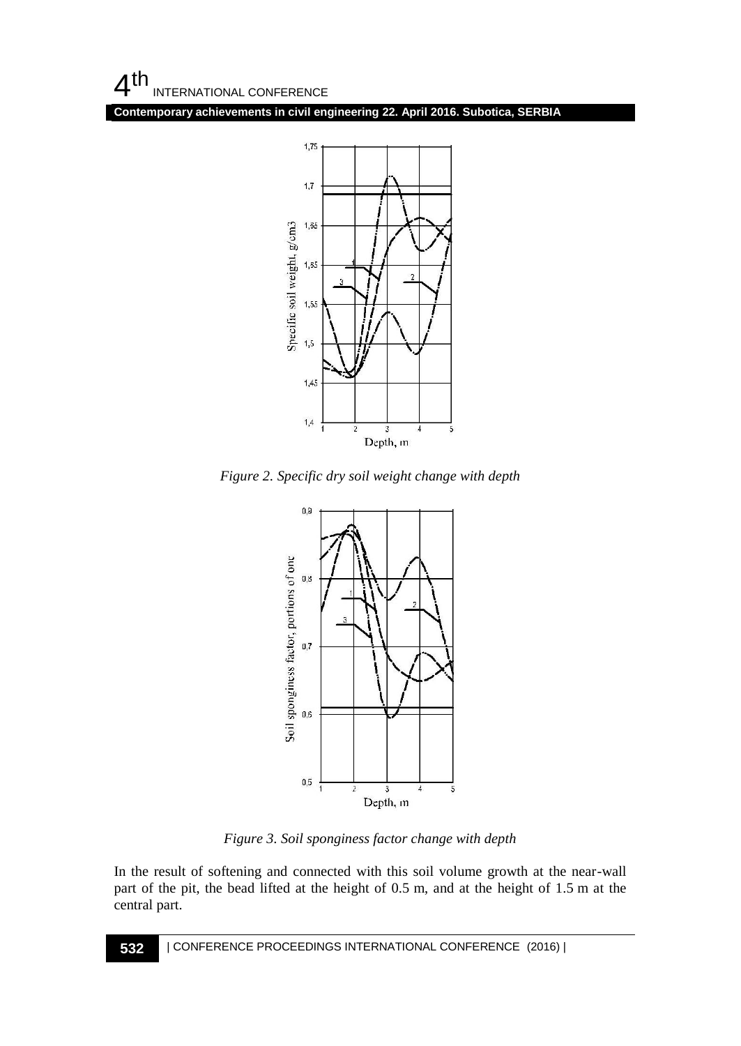Figure 2. Specific dry soil weight change with depth

Figure 3. Soil sponginess factor change with depth

In the result of softening and connected with this soil volume growth at the near-wall part of the pit, the bead lifted at the height of 0.5 m, and at the height of 1.5 m at the central part.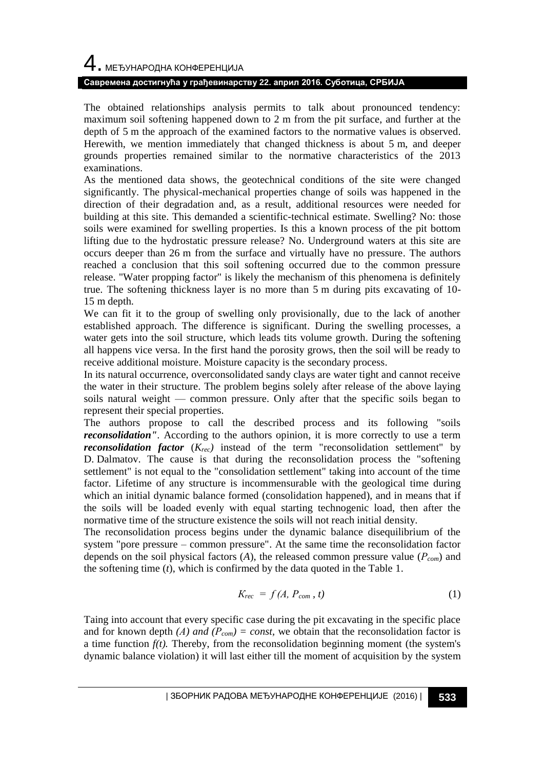The obtained relationships analysis permits to talk about pronounced tendency: maximum soil softening happened down to 2 m from the pit surface, and further at the depth of 5 m the approach of the examined factors to the normative values is observed. Herewith, we mention immediately that changed thickness is about 5 m, and deeper grounds properties remained similar to the normative characteristics of the 2013 examinations.

As the mentioned data shows, the geotechnical conditions of the site were changed significantly. The physical-mechanical properties change of soils was happened in the direction of their degradation and, as a result, additional resources were needed for building at this site. This demanded a scientific-technical estimate. Swelling? No: those soils were examined for swelling properties. Is this a known process of the pit bottom lifting due to the hydrostatic pressure release? No. Underground waters at this site are occurs deeper than 26 m from the surface and virtually have no pressure. The authors reached a conclusion that this soil softening occurred due to the common pressure release. "Water propping factor" is likely the mechanism of this phenomena is definitely true. The softening thickness layer is no more than 5 m during pits excavating of 10-15 m depth.

We can fit it to the group of swelling only provisionally, due to the lack of another established approach. The difference is significant. During the swelling processes, a water gets into the soil structure, which leads tits volume growth. During the softening all happens vice versa. In the first hand the porosity grows, then the soil will be ready to receive additional moisture. Moisture capacity is the secondary process.

In its natural occurrence, overconsolidated sandy clays are water tight and cannot receive the water in their structure. The problem begins solely after release of the above laying soils natural weight — common pressure. Only after that the specific soils began to represent their special properties.

The authors propose to call the described process and its following "soils ***reconsolidation***". According to the authors opinion, it is more correctly to use a term ***reconsolidation factor*** ($K_{rec}$) instead of the term "reconsolidation settlement" by D. Dalmatov. The cause is that during the reconsolidation process the "softening settlement" is not equal to the "consolidation settlement" taking into account of the time factor. Lifetime of any structure is incommensurable with the geological time during which an initial dynamic balance formed (consolidation happened), and in means that if the soils will be loaded evenly with equal starting technogenic load, then after the normative time of the structure existence the soils will not reach initial density.

The reconsolidation process begins under the dynamic balance disequilibrium of the system "pore pressure – common pressure". At the same time the reconsolidation factor depends on the soil physical factors ($A$), the released common pressure value ($P_{com}$) and the softening time ($t$), which is confirmed by the data quoted in the Table 1.

$$K_{rec} = f(A, P_{com}, t) \qquad (1)$$

Taing into account that every specific case during the pit excavating in the specific place and for known depth $(A)$ *and* $(P_{com}) = const$, we obtain that the reconsolidation factor is a time function $f(t)$. Thereby, from the reconsolidation beginning moment (the system's dynamic balance violation) it will last either till the moment of acquisition by the system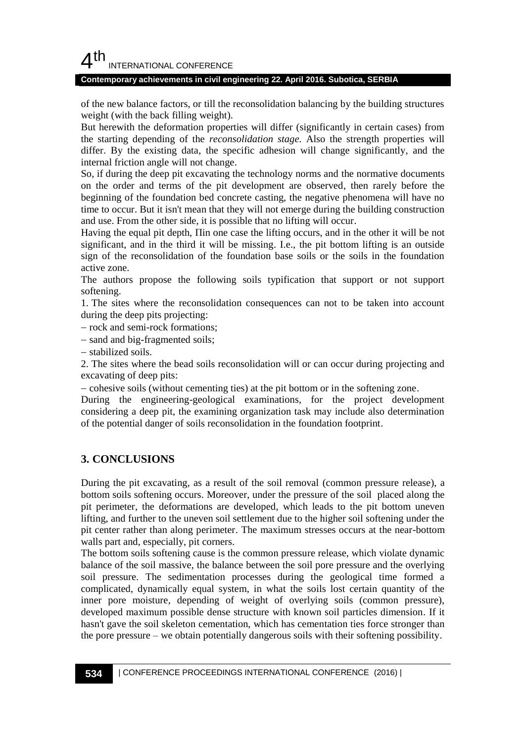of the new balance factors, or till the reconsolidation balancing by the building structures weight (with the back filling weight).

But herewith the deformation properties will differ (significantly in certain cases) from the starting depending of the *reconsolidation stage.* Also the strength properties will differ. By the existing data, the specific adhesion will change significantly, and the internal friction angle will not change.

So, if during the deep pit excavating the technology norms and the normative documents on the order and terms of the pit development are observed, then rarely before the beginning of the foundation bed concrete casting, the negative phenomena will have no time to occur. But it isn't mean that they will not emerge during the building construction and use. From the other side, it is possible that no lifting will occur.

Having the equal pit depth, Пin one case the lifting occurs, and in the other it will be not significant, and in the third it will be missing. I.e., the pit bottom lifting is an outside sign of the reconsolidation of the foundation base soils or the soils in the foundation active zone.

The authors propose the following soils typification that support or not support softening.

1. The sites where the reconsolidation consequences can not to be taken into account during the deep pits projecting:

– rock and semi-rock formations;

– sand and big-fragmented soils;

– stabilized soils.

2. The sites where the bead soils reconsolidation will or can occur during projecting and excavating of deep pits:

– cohesive soils (without cementing ties) at the pit bottom or in the softening zone.

During the engineering-geological examinations, for the project development considering a deep pit, the examining organization task may include also determination of the potential danger of soils reconsolidation in the foundation footprint.

## 3. CONCLUSIONS

During the pit excavating, as a result of the soil removal (common pressure release), a bottom soils softening occurs. Moreover, under the pressure of the soil placed along the pit perimeter, the deformations are developed, which leads to the pit bottom uneven lifting, and further to the uneven soil settlement due to the higher soil softening under the pit center rather than along perimeter. The maximum stresses occurs at the near-bottom walls part and, especially, pit corners.

The bottom soils softening cause is the common pressure release, which violate dynamic balance of the soil massive, the balance between the soil pore pressure and the overlying soil pressure. The sedimentation processes during the geological time formed a complicated, dynamically equal system, in what the soils lost certain quantity of the inner pore moisture, depending of weight of overlying soils (common pressure), developed maximum possible dense structure with known soil particles dimension. If it hasn't gave the soil skeleton cementation, which has cementation ties force stronger than the pore pressure – we obtain potentially dangerous soils with their softening possibility.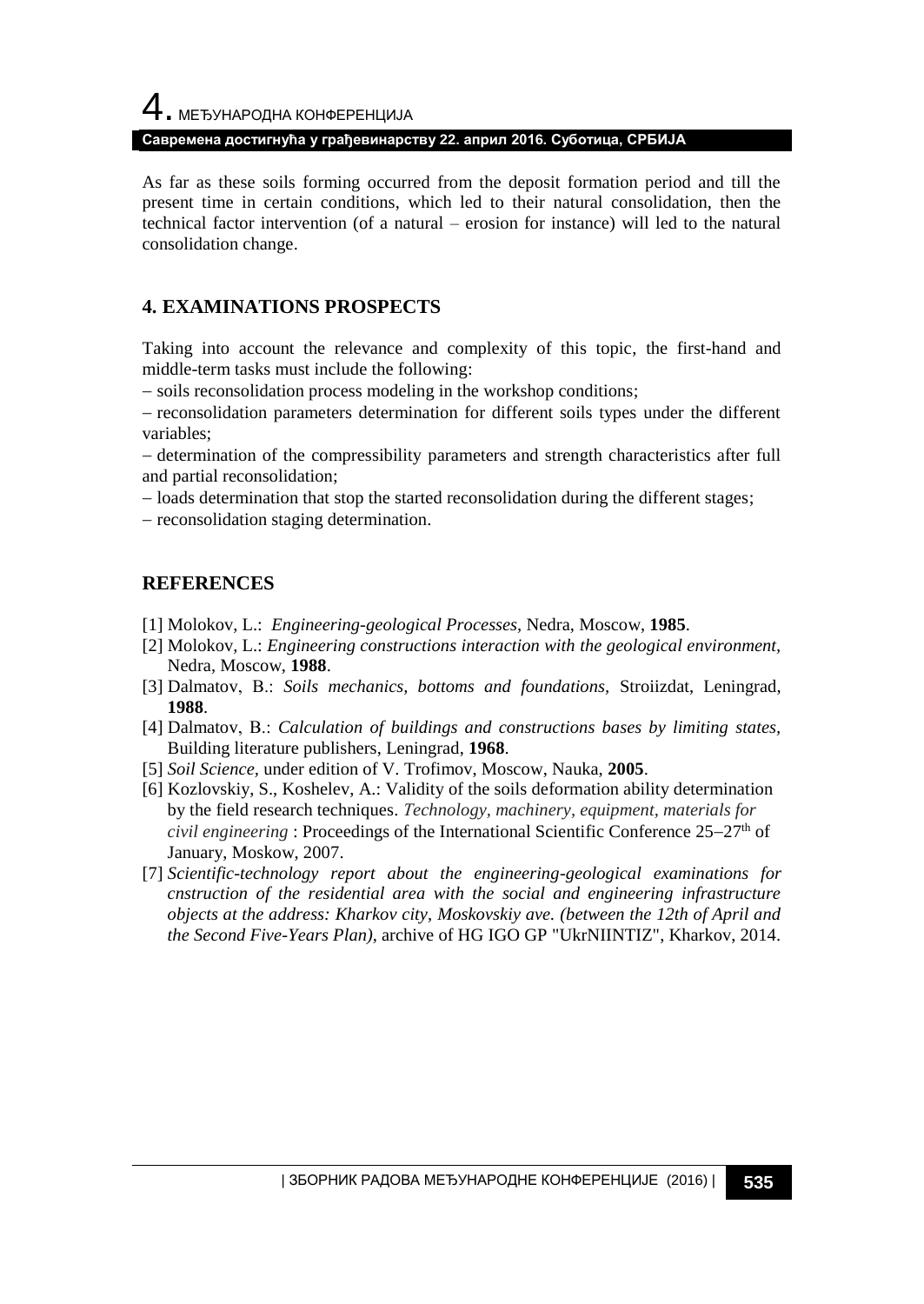As far as these soils forming occurred from the deposit formation period and till the present time in certain conditions, which led to their natural consolidation, then the technical factor intervention (of a natural – erosion for instance) will led to the natural consolidation change.

## 4. EXAMINATIONS PROSPECTS

Taking into account the relevance and complexity of this topic, the first-hand and middle-term tasks must include the following:

- soils reconsolidation process modeling in the workshop conditions;
- reconsolidation parameters determination for different soils types under the different variables;
- determination of the compressibility parameters and strength characteristics after full and partial reconsolidation;
- loads determination that stop the started reconsolidation during the different stages;
- reconsolidation staging determination.

## REFERENCES

[1] Molokov, L.: *Engineering-geological Processes,* Nedra, Moscow, **1985**.

[2] Molokov, L.: *Engineering constructions interaction with the geological environment,* Nedra, Moscow, **1988**.

[3] Dalmatov, B.: *Soils mechanics, bottoms and foundations,* Stroiizdat, Leningrad, **1988**.

[4] Dalmatov, B.: *Calculation of buildings and constructions bases by limiting states,* Building literature publishers, Leningrad, **1968**.

[5] *Soil Science,* under edition of V. Trofimov, Moscow, Nauka, **2005**.

[6] Kozlovskiy, S., Koshelev, A.: Validity of the soils deformation ability determination by the field research techniques. *Technology, machinery, equipment, materials for civil engineering* : Proceedings of the International Scientific Conference 25–27th of January, Moskow, 2007.

[7] *Scientific-technology report about the engineering-geological examinations for cnstruction of the residential area with the social and engineering infrastructure objects at the address: Kharkov city, Moskovskiy ave. (between the 12th of April and the Second Five-Years Plan),* archive of HG IGO GP "UkrNIINTIZ", Kharkov, 2014.